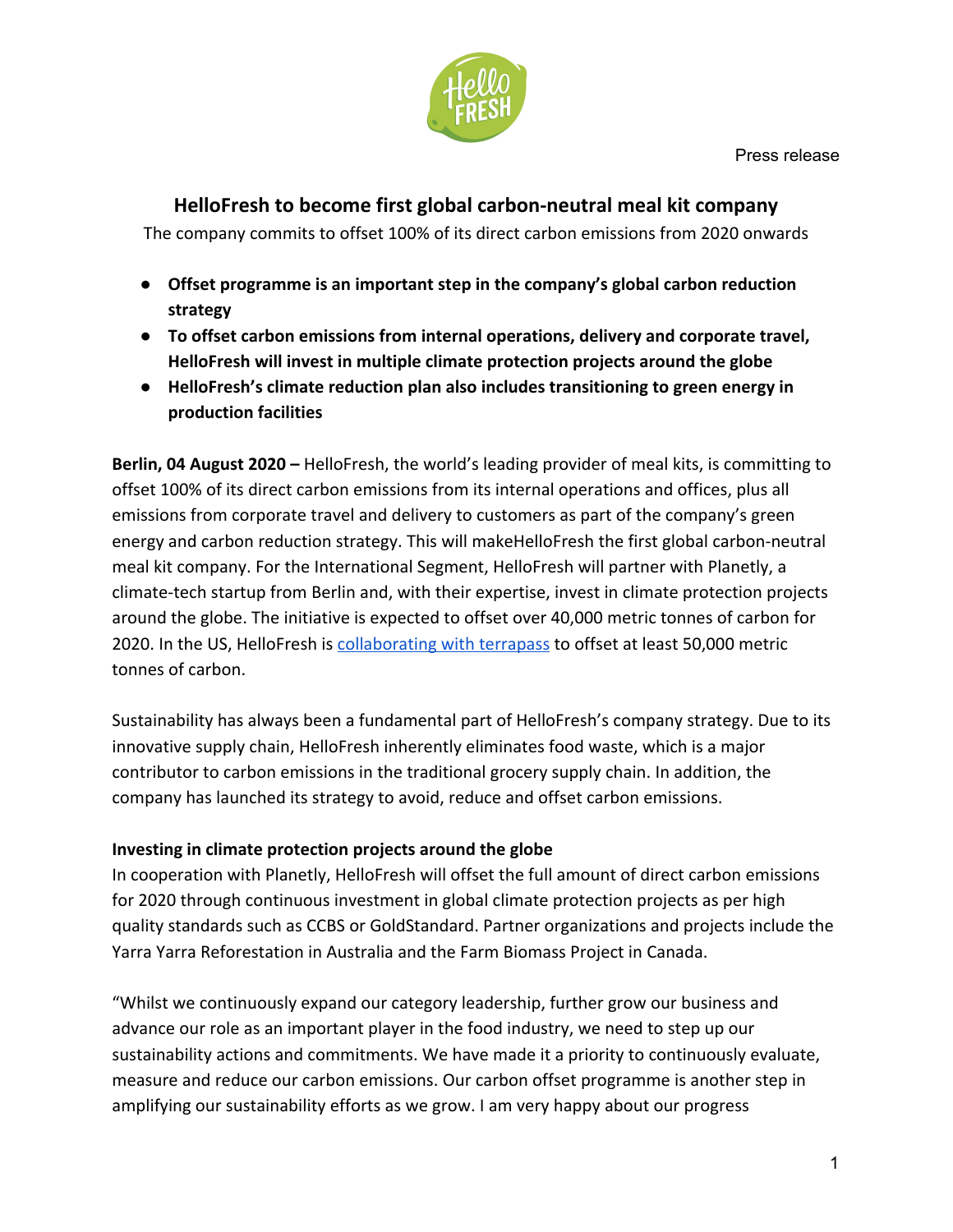Press release

# HelloFresh to become first global carbon-neutral meal kit company

The company commits to offset 100% of its direct carbon emissions from 2020 onwards

- **Offset programme is an important step in the company's global carbon reduction strategy**
- **To offset carbon emissions from internal operations, delivery and corporate travel, HelloFresh will invest in multiple climate protection projects around the globe**
- **HelloFresh's climate reduction plan also includes transitioning to green energy in production facilities**

**Berlin, 04 August 2020 –** HelloFresh, the world's leading provider of meal kits, is committing to offset 100% of its direct carbon emissions from its internal operations and offices, plus all emissions from corporate travel and delivery to customers as part of the company's green energy and carbon reduction strategy. This will makeHelloFresh the first global carbon-neutral meal kit company. For the International Segment, HelloFresh will partner with Planetly, a climate-tech startup from Berlin and, with their expertise, invest in climate protection projects around the globe. The initiative is expected to offset over 40,000 metric tonnes of carbon for 2020. In the US, HelloFresh is collaborating with terrapass to offset at least 50,000 metric tonnes of carbon.

Sustainability has always been a fundamental part of HelloFresh's company strategy. Due to its innovative supply chain, HelloFresh inherently eliminates food waste, which is a major contributor to carbon emissions in the traditional grocery supply chain. In addition, the company has launched its strategy to avoid, reduce and offset carbon emissions.

**Investing in climate protection projects around the globe**

In cooperation with Planetly, HelloFresh will offset the full amount of direct carbon emissions for 2020 through continuous investment in global climate protection projects as per high quality standards such as CCBS or GoldStandard. Partner organizations and projects include the Yarra Yarra Reforestation in Australia and the Farm Biomass Project in Canada.

"Whilst we continuously expand our category leadership, further grow our business and advance our role as an important player in the food industry, we need to step up our sustainability actions and commitments. We have made it a priority to continuously evaluate, measure and reduce our carbon emissions. Our carbon offset programme is another step in amplifying our sustainability efforts as we grow. I am very happy about our progress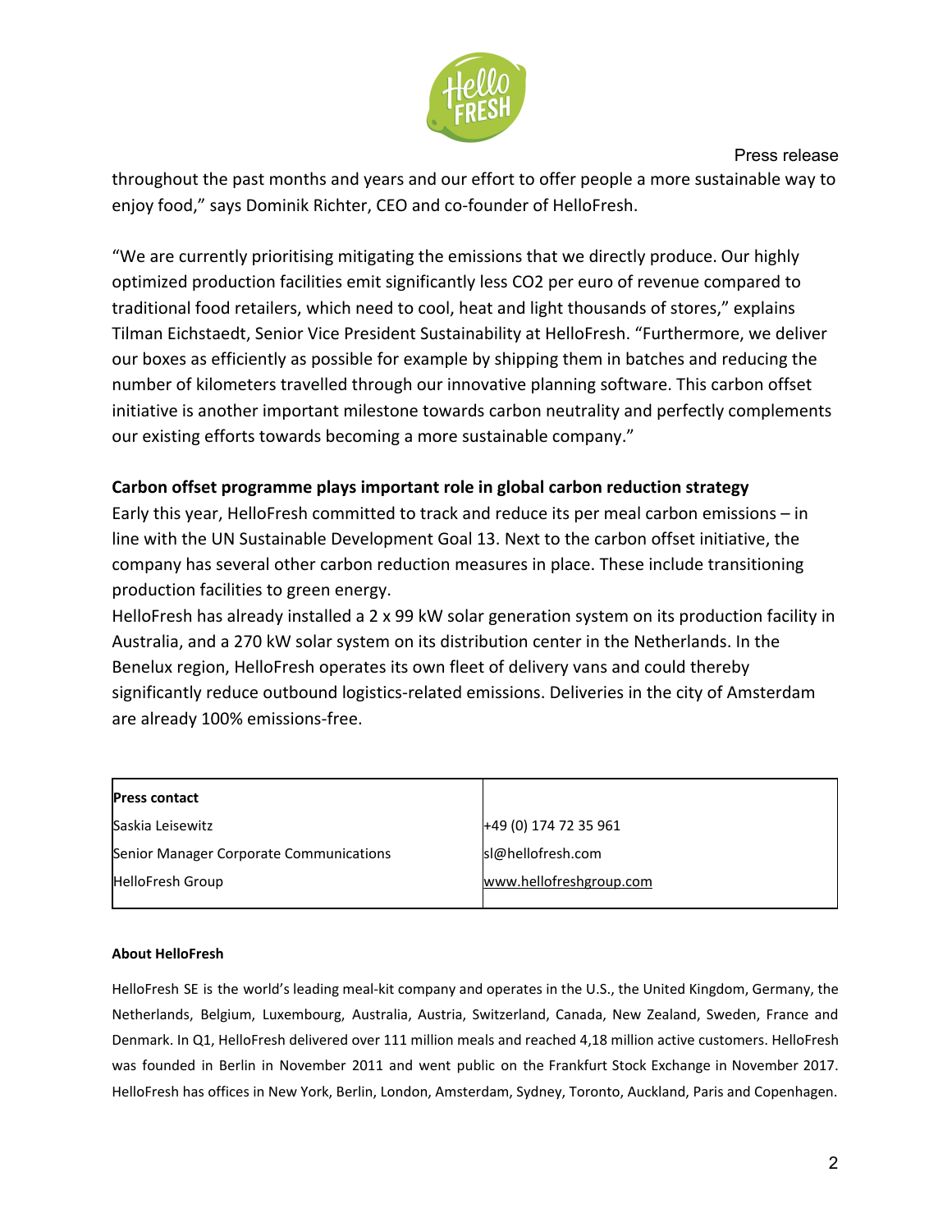throughout the past months and years and our effort to offer people a more sustainable way to enjoy food," says Dominik Richter, CEO and co-founder of HelloFresh.

"We are currently prioritising mitigating the emissions that we directly produce. Our highly optimized production facilities emit significantly less $CO_2$ per euro of revenue compared to traditional food retailers, which need to cool, heat and light thousands of stores," explains Tilman Eichstaedt, Senior Vice President Sustainability at HelloFresh. "Furthermore, we deliver our boxes as efficiently as possible for example by shipping them in batches and reducing the number of kilometers travelled through our innovative planning software. This carbon offset initiative is another important milestone towards carbon neutrality and perfectly complements our existing efforts towards becoming a more sustainable company."

**Carbon offset programme plays important role in global carbon reduction strategy**

Early this year, HelloFresh committed to track and reduce its per meal carbon emissions – in line with the UN Sustainable Development Goal 13. Next to the carbon offset initiative, the company has several other carbon reduction measures in place. These include transitioning production facilities to green energy.

HelloFresh has already installed a 2 x 99 kW solar generation system on its production facility in Australia, and a 270 kW solar system on its distribution center in the Netherlands. In the Benelux region, HelloFresh operates its own fleet of delivery vans and could thereby significantly reduce outbound logistics-related emissions. Deliveries in the city of Amsterdam are already 100% emissions-free.

| | |
|---|---|
| **Press contact** | |
| Saskia Leisewitz | +49 (0) 174 72 35 961 |
| Senior Manager Corporate Communications | sl@hellofresh.com |
| HelloFresh Group | www.hellofreshgroup.com |

**About HelloFresh**

HelloFresh SE is the world's leading meal-kit company and operates in the U.S., the United Kingdom, Germany, the Netherlands, Belgium, Luxembourg, Australia, Austria, Switzerland, Canada, New Zealand, Sweden, France and Denmark. In Q1, HelloFresh delivered over 111 million meals and reached 4,18 million active customers. HelloFresh was founded in Berlin in November 2011 and went public on the Frankfurt Stock Exchange in November 2017. HelloFresh has offices in New York, Berlin, London, Amsterdam, Sydney, Toronto, Auckland, Paris and Copenhagen.